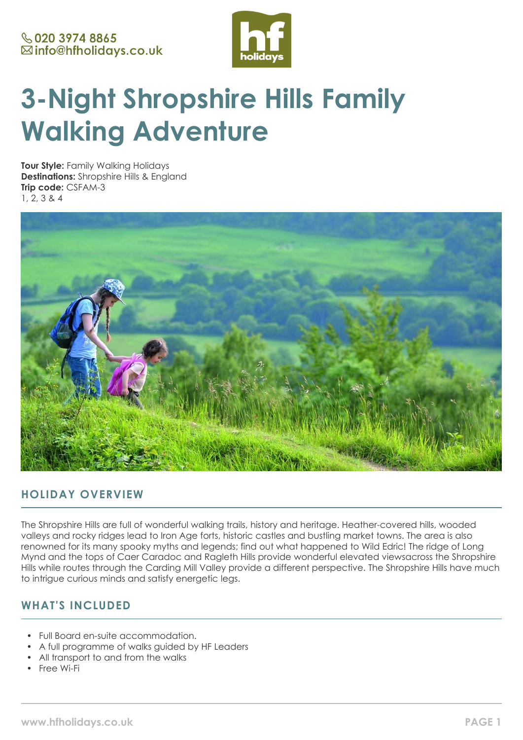020 3974 8865
info@hfholidays.co.uk

# 3-Night Shropshire Hills Family Walking Adventure

**Tour Style:** Family Walking Holidays
**Destinations:** Shropshire Hills & England
**Trip code:** CSFAM-3
1, 2, 3 & 4

## HOLIDAY OVERVIEW

The Shropshire Hills are full of wonderful walking trails, history and heritage. Heather-covered hills, wooded valleys and rocky ridges lead to Iron Age forts, historic castles and bustling market towns. The area is also renowned for its many spooky myths and legends; find out what happened to Wild Edric! The ridge of Long Mynd and the tops of Caer Caradoc and Ragleth Hills provide wonderful elevated viewsacross the Shropshire Hills while routes through the Carding Mill Valley provide a different perspective. The Shropshire Hills have much to intrigue curious minds and satisfy energetic legs.

## WHAT'S INCLUDED

- Full Board en-suite accommodation.
- A full programme of walks guided by HF Leaders
- All transport to and from the walks
- Free Wi-Fi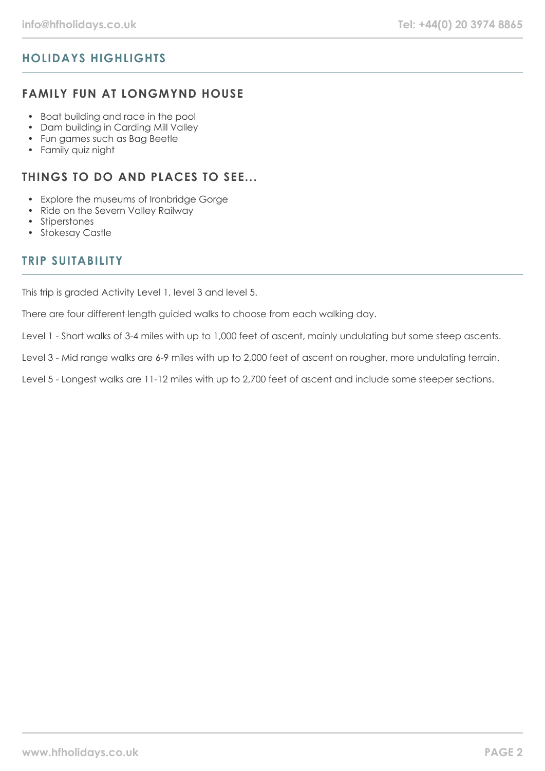## HOLIDAYS HIGHLIGHTS

### FAMILY FUN AT LONGMYND HOUSE

- Boat building and race in the pool
- Dam building in Carding Mill Valley
- Fun games such as Bag Beetle
- Family quiz night

### THINGS TO DO AND PLACES TO SEE...

- Explore the museums of Ironbridge Gorge
- Ride on the Severn Valley Railway
- Stiperstones
- Stokesay Castle

## TRIP SUITABILITY

This trip is graded Activity Level 1, level 3 and level 5.

There are four different length guided walks to choose from each walking day.

Level 1 - Short walks of 3-4 miles with up to 1,000 feet of ascent, mainly undulating but some steep ascents.

Level 3 - Mid range walks are 6-9 miles with up to 2,000 feet of ascent on rougher, more undulating terrain.

Level 5 - Longest walks are 11-12 miles with up to 2,700 feet of ascent and include some steeper sections.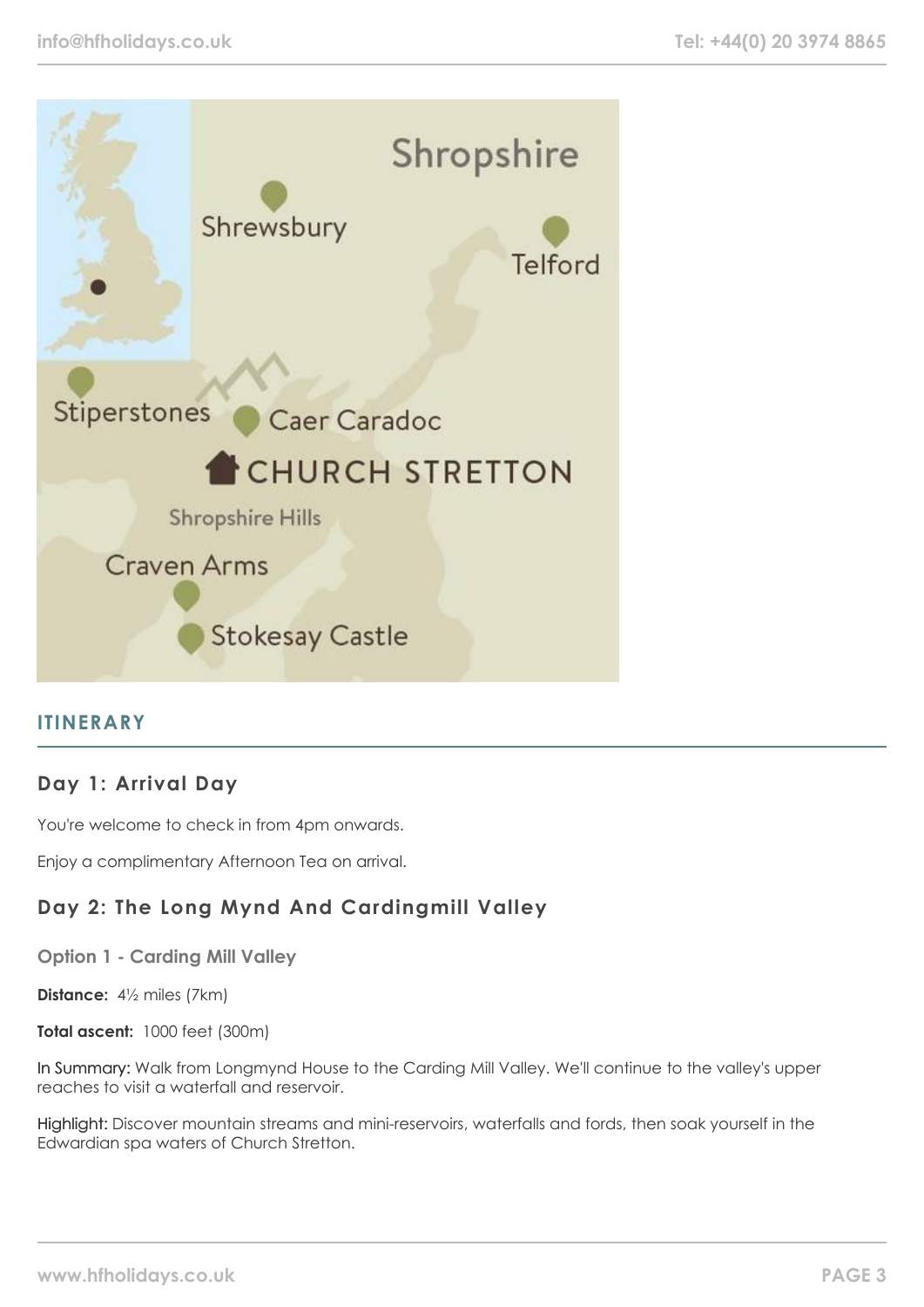## ITINERARY

### Day 1: Arrival Day

You're welcome to check in from 4pm onwards.

Enjoy a complimentary Afternoon Tea on arrival.

### Day 2: The Long Mynd And Cardingmill Valley

#### Option 1 - Carding Mill Valley

**Distance:** 4½ miles (7km)

**Total ascent:** 1000 feet (300m)

In Summary: Walk from Longmynd House to the Carding Mill Valley. We'll continue to the valley's upper reaches to visit a waterfall and reservoir.

Highlight: Discover mountain streams and mini-reservoirs, waterfalls and fords, then soak yourself in the Edwardian spa waters of Church Stretton.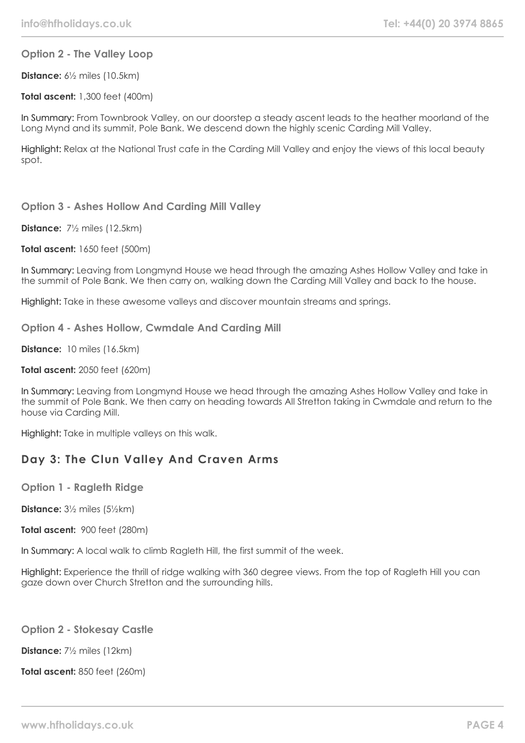### Option 2 - The Valley Loop

**Distance:** 6½ miles (10.5km)

**Total ascent:** 1,300 feet (400m)

In Summary: From Townbrook Valley, on our doorstep a steady ascent leads to the heather moorland of the Long Mynd and its summit, Pole Bank. We descend down the highly scenic Carding Mill Valley.

Highlight: Relax at the National Trust cafe in the Carding Mill Valley and enjoy the views of this local beauty spot.

### Option 3 - Ashes Hollow And Carding Mill Valley

**Distance:** 7½ miles (12.5km)

**Total ascent:** 1650 feet (500m)

In Summary: Leaving from Longmynd House we head through the amazing Ashes Hollow Valley and take in the summit of Pole Bank. We then carry on, walking down the Carding Mill Valley and back to the house.

Highlight: Take in these awesome valleys and discover mountain streams and springs.

### Option 4 - Ashes Hollow, Cwmdale And Carding Mill

**Distance:** 10 miles (16.5km)

**Total ascent:** 2050 feet (620m)

In Summary: Leaving from Longmynd House we head through the amazing Ashes Hollow Valley and take in the summit of Pole Bank. We then carry on heading towards All Stretton taking in Cwmdale and return to the house via Carding Mill.

Highlight: Take in multiple valleys on this walk.

## Day 3: The Clun Valley And Craven Arms

### Option 1 - Ragleth Ridge

**Distance:** 3½ miles (5½km)

**Total ascent:** 900 feet (280m)

In Summary: A local walk to climb Ragleth Hill, the first summit of the week.

Highlight: Experience the thrill of ridge walking with 360 degree views. From the top of Ragleth Hill you can gaze down over Church Stretton and the surrounding hills.

### Option 2 - Stokesay Castle

**Distance:** 7½ miles (12km)

**Total ascent:** 850 feet (260m)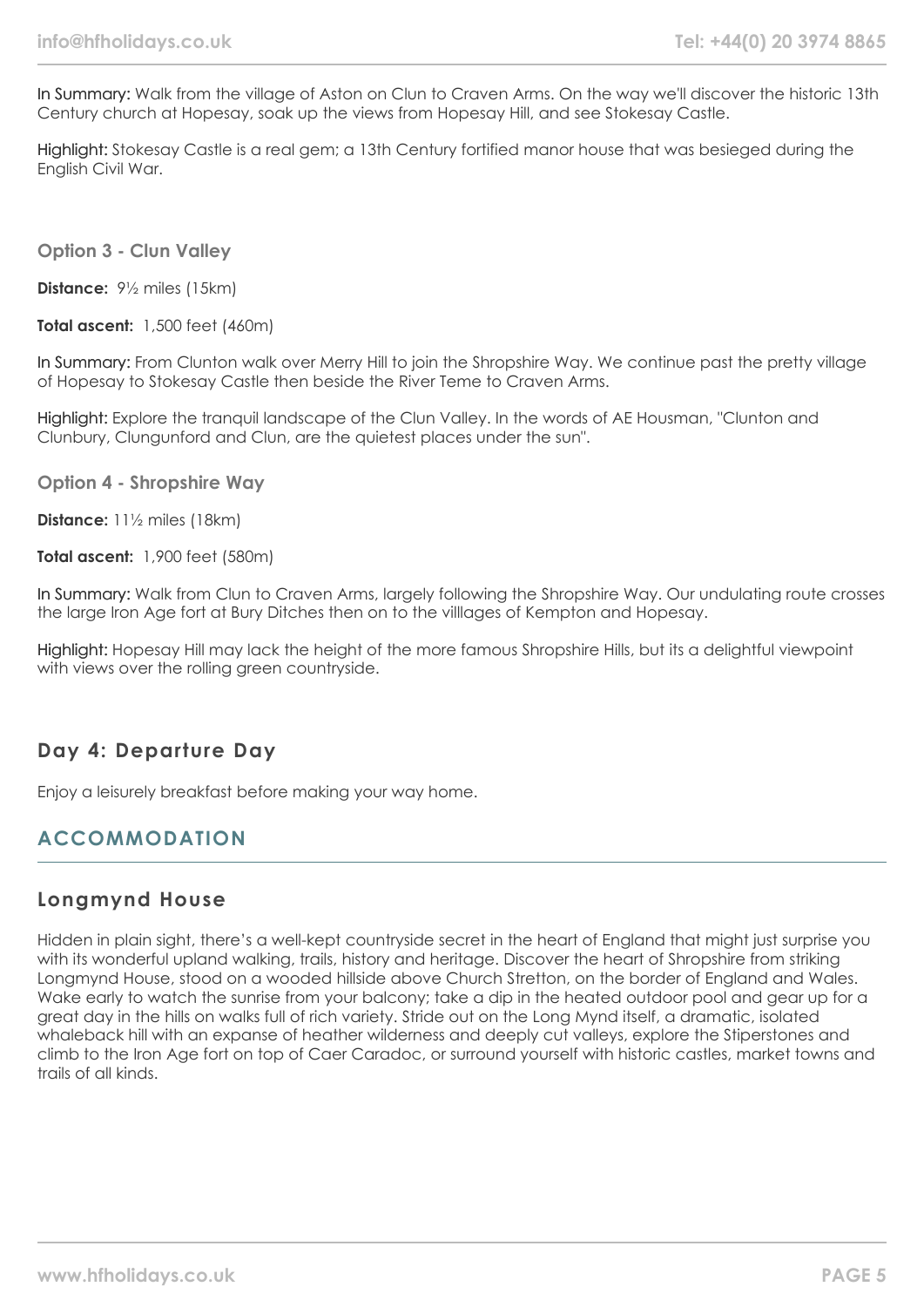**In Summary:** Walk from the village of Aston on Clun to Craven Arms. On the way we'll discover the historic 13th Century church at Hopesay, soak up the views from Hopesay Hill, and see Stokesay Castle.

**Highlight:** Stokesay Castle is a real gem; a 13th Century fortified manor house that was besieged during the English Civil War.

### Option 3 - Clun Valley

**Distance:** 9½ miles (15km)

**Total ascent:** 1,500 feet (460m)

**In Summary:** From Clunton walk over Merry Hill to join the Shropshire Way. We continue past the pretty village of Hopesay to Stokesay Castle then beside the River Teme to Craven Arms.

**Highlight:** Explore the tranquil landscape of the Clun Valley. In the words of AE Housman, "Clunton and Clunbury, Clungunford and Clun, are the quietest places under the sun".

### Option 4 - Shropshire Way

**Distance:** 11½ miles (18km)

**Total ascent:** 1,900 feet (580m)

**In Summary:** Walk from Clun to Craven Arms, largely following the Shropshire Way. Our undulating route crosses the large Iron Age fort at Bury Ditches then on to the villlages of Kempton and Hopesay.

**Highlight:** Hopesay Hill may lack the height of the more famous Shropshire Hills, but its a delightful viewpoint with views over the rolling green countryside.

## Day 4: Departure Day

Enjoy a leisurely breakfast before making your way home.

# ACCOMMODATION

## Longmynd House

Hidden in plain sight, there's a well-kept countryside secret in the heart of England that might just surprise you with its wonderful upland walking, trails, history and heritage. Discover the heart of Shropshire from striking Longmynd House, stood on a wooded hillside above Church Stretton, on the border of England and Wales. Wake early to watch the sunrise from your balcony; take a dip in the heated outdoor pool and gear up for a great day in the hills on walks full of rich variety. Stride out on the Long Mynd itself, a dramatic, isolated whaleback hill with an expanse of heather wilderness and deeply cut valleys, explore the Stiperstones and climb to the Iron Age fort on top of Caer Caradoc, or surround yourself with historic castles, market towns and trails of all kinds.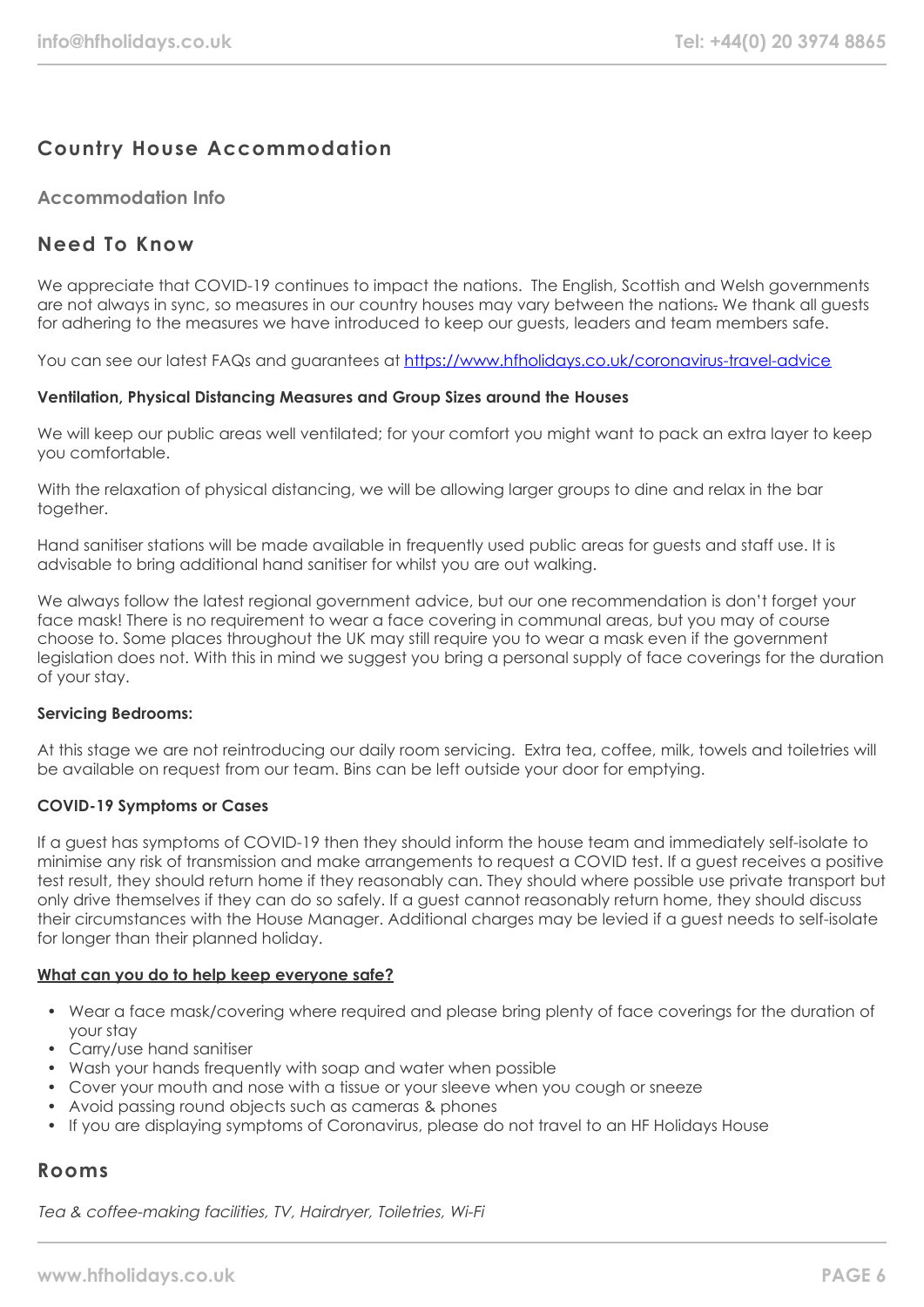## Country House Accommodation

### Accommodation Info

## Need To Know

We appreciate that COVID-19 continues to impact the nations. The English, Scottish and Welsh governments are not always in sync, so measures in our country houses may vary between the nations. We thank all guests for adhering to the measures we have introduced to keep our guests, leaders and team members safe.

You can see our latest FAQs and guarantees at [https://www.hfholidays.co.uk/coronavirus-travel-advice](https://www.hfholidays.co.uk/coronavirus-travel-advice)

**Ventilation, Physical Distancing Measures and Group Sizes around the Houses**

We will keep our public areas well ventilated; for your comfort you might want to pack an extra layer to keep you comfortable.

With the relaxation of physical distancing, we will be allowing larger groups to dine and relax in the bar together.

Hand sanitiser stations will be made available in frequently used public areas for guests and staff use. It is advisable to bring additional hand sanitiser for whilst you are out walking.

We always follow the latest regional government advice, but our one recommendation is don't forget your face mask! There is no requirement to wear a face covering in communal areas, but you may of course choose to. Some places throughout the UK may still require you to wear a mask even if the government legislation does not. With this in mind we suggest you bring a personal supply of face coverings for the duration of your stay.

**Servicing Bedrooms:**

At this stage we are not reintroducing our daily room servicing. Extra tea, coffee, milk, towels and toiletries will be available on request from our team. Bins can be left outside your door for emptying.

**COVID-19 Symptoms or Cases**

If a guest has symptoms of COVID-19 then they should inform the house team and immediately self-isolate to minimise any risk of transmission and make arrangements to request a COVID test. If a guest receives a positive test result, they should return home if they reasonably can. They should where possible use private transport but only drive themselves if they can do so safely. If a guest cannot reasonably return home, they should discuss their circumstances with the House Manager. Additional charges may be levied if a guest needs to self-isolate for longer than their planned holiday.

**What can you do to help keep everyone safe?**

- Wear a face mask/covering where required and please bring plenty of face coverings for the duration of your stay
- Carry/use hand sanitiser
- Wash your hands frequently with soap and water when possible
- Cover your mouth and nose with a tissue or your sleeve when you cough or sneeze
- Avoid passing round objects such as cameras & phones
- If you are displaying symptoms of Coronavirus, please do not travel to an HF Holidays House

## Rooms

*Tea & coffee-making facilities, TV, Hairdryer, Toiletries, Wi-Fi*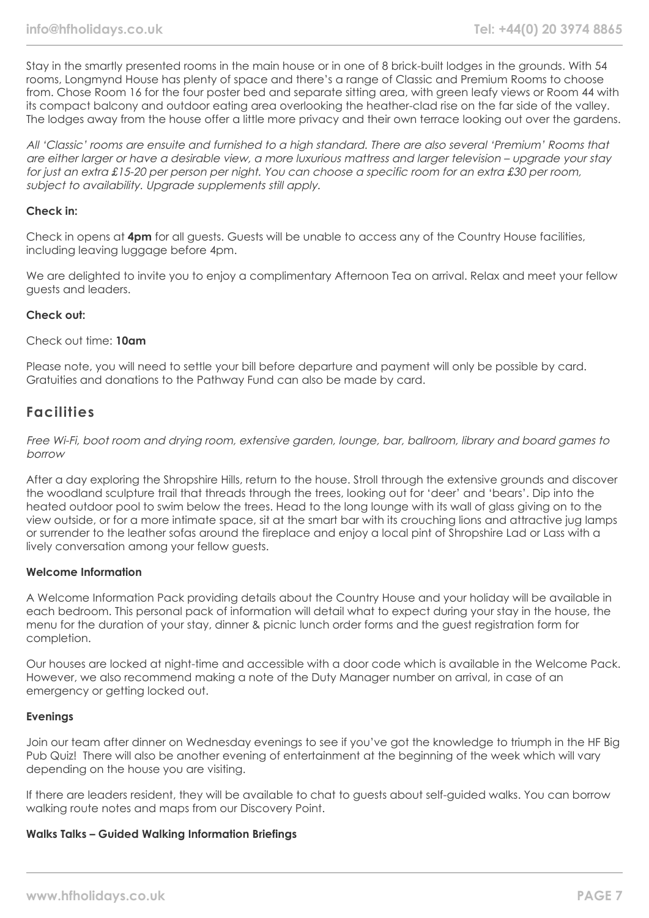Stay in the smartly presented rooms in the main house or in one of 8 brick-built lodges in the grounds. With 54 rooms, Longmynd House has plenty of space and there's a range of Classic and Premium Rooms to choose from. Chose Room 16 for the four poster bed and separate sitting area, with green leafy views or Room 44 with its compact balcony and outdoor eating area overlooking the heather-clad rise on the far side of the valley. The lodges away from the house offer a little more privacy and their own terrace looking out over the gardens.

*All 'Classic' rooms are ensuite and furnished to a high standard. There are also several 'Premium' Rooms that are either larger or have a desirable view, a more luxurious mattress and larger television – upgrade your stay for just an extra £15-20 per person per night. You can choose a specific room for an extra £30 per room, subject to availability. Upgrade supplements still apply.*

**Check in:**

Check in opens at **4pm** for all guests. Guests will be unable to access any of the Country House facilities, including leaving luggage before 4pm.

We are delighted to invite you to enjoy a complimentary Afternoon Tea on arrival. Relax and meet your fellow guests and leaders.

**Check out:**

Check out time: **10am**

Please note, you will need to settle your bill before departure and payment will only be possible by card. Gratuities and donations to the Pathway Fund can also be made by card.

## Facilities

*Free Wi-Fi, boot room and drying room, extensive garden, lounge, bar, ballroom, library and board games to borrow*

After a day exploring the Shropshire Hills, return to the house. Stroll through the extensive grounds and discover the woodland sculpture trail that threads through the trees, looking out for 'deer' and 'bears'. Dip into the heated outdoor pool to swim below the trees. Head to the long lounge with its wall of glass giving on to the view outside, or for a more intimate space, sit at the smart bar with its crouching lions and attractive jug lamps or surrender to the leather sofas around the fireplace and enjoy a local pint of Shropshire Lad or Lass with a lively conversation among your fellow guests.

**Welcome Information**

A Welcome Information Pack providing details about the Country House and your holiday will be available in each bedroom. This personal pack of information will detail what to expect during your stay in the house, the menu for the duration of your stay, dinner & picnic lunch order forms and the guest registration form for completion.

Our houses are locked at night-time and accessible with a door code which is available in the Welcome Pack. However, we also recommend making a note of the Duty Manager number on arrival, in case of an emergency or getting locked out.

**Evenings**

Join our team after dinner on Wednesday evenings to see if you've got the knowledge to triumph in the HF Big Pub Quiz! There will also be another evening of entertainment at the beginning of the week which will vary depending on the house you are visiting.

If there are leaders resident, they will be available to chat to guests about self-guided walks. You can borrow walking route notes and maps from our Discovery Point.

**Walks Talks – Guided Walking Information Briefings**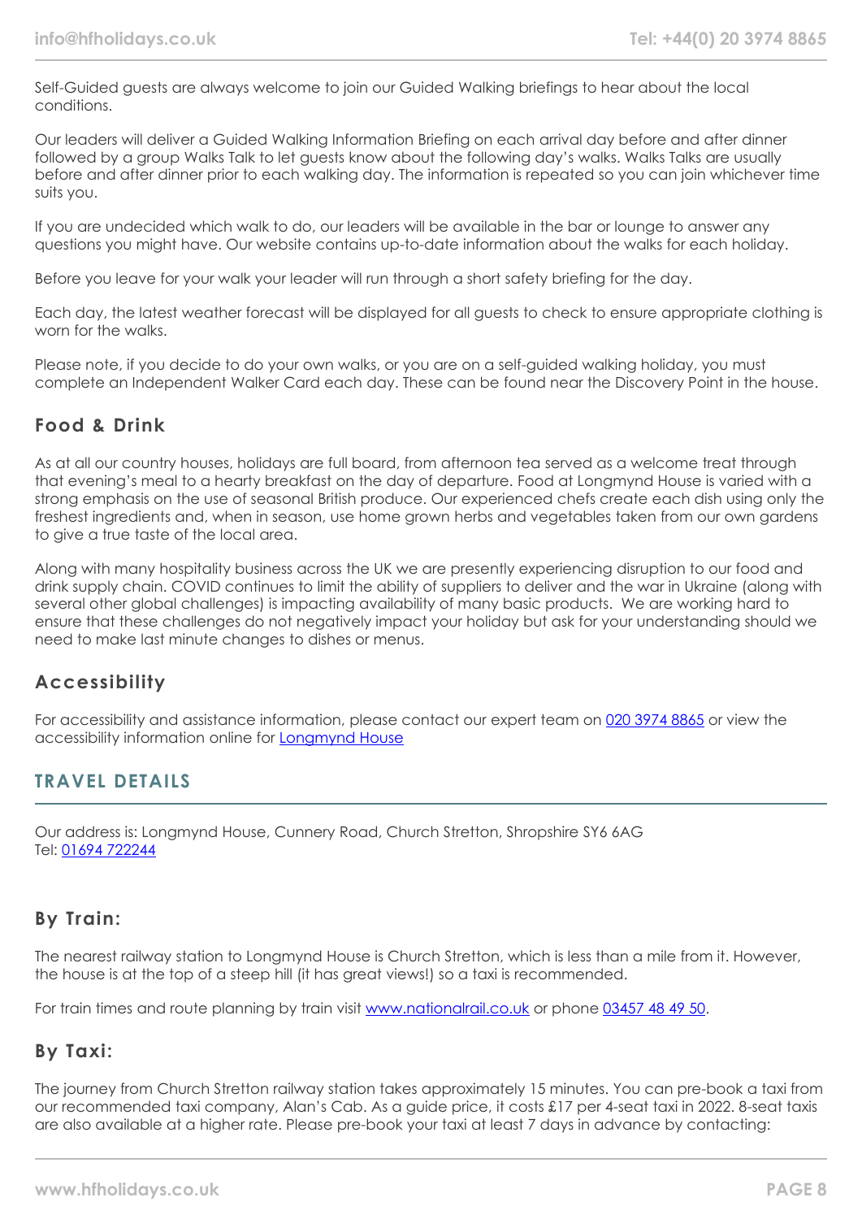Self-Guided guests are always welcome to join our Guided Walking briefings to hear about the local conditions.

Our leaders will deliver a Guided Walking Information Briefing on each arrival day before and after dinner followed by a group Walks Talk to let guests know about the following day's walks. Walks Talks are usually before and after dinner prior to each walking day. The information is repeated so you can join whichever time suits you.

If you are undecided which walk to do, our leaders will be available in the bar or lounge to answer any questions you might have. Our website contains up-to-date information about the walks for each holiday.

Before you leave for your walk your leader will run through a short safety briefing for the day.

Each day, the latest weather forecast will be displayed for all guests to check to ensure appropriate clothing is worn for the walks.

Please note, if you decide to do your own walks, or you are on a self-guided walking holiday, you must complete an Independent Walker Card each day. These can be found near the Discovery Point in the house.

### Food & Drink

As at all our country houses, holidays are full board, from afternoon tea served as a welcome treat through that evening's meal to a hearty breakfast on the day of departure. Food at Longmynd House is varied with a strong emphasis on the use of seasonal British produce. Our experienced chefs create each dish using only the freshest ingredients and, when in season, use home grown herbs and vegetables taken from our own gardens to give a true taste of the local area.

Along with many hospitality business across the UK we are presently experiencing disruption to our food and drink supply chain. COVID continues to limit the ability of suppliers to deliver and the war in Ukraine (along with several other global challenges) is impacting availability of many basic products. We are working hard to ensure that these challenges do not negatively impact your holiday but ask for your understanding should we need to make last minute changes to dishes or menus.

### Accessibility

For accessibility and assistance information, please contact our expert team on 020 3974 8865 or view the accessibility information online for Longmynd House

## TRAVEL DETAILS

Our address is: Longmynd House, Cunnery Road, Church Stretton, Shropshire SY6 6AG
Tel: 01694 722244

### By Train:

The nearest railway station to Longmynd House is Church Stretton, which is less than a mile from it. However, the house is at the top of a steep hill (it has great views!) so a taxi is recommended.

For train times and route planning by train visit www.nationalrail.co.uk or phone 03457 48 49 50.

### By Taxi:

The journey from Church Stretton railway station takes approximately 15 minutes. You can pre-book a taxi from our recommended taxi company, Alan's Cab. As a guide price, it costs £17 per 4-seat taxi in 2022. 8-seat taxis are also available at a higher rate. Please pre-book your taxi at least 7 days in advance by contacting: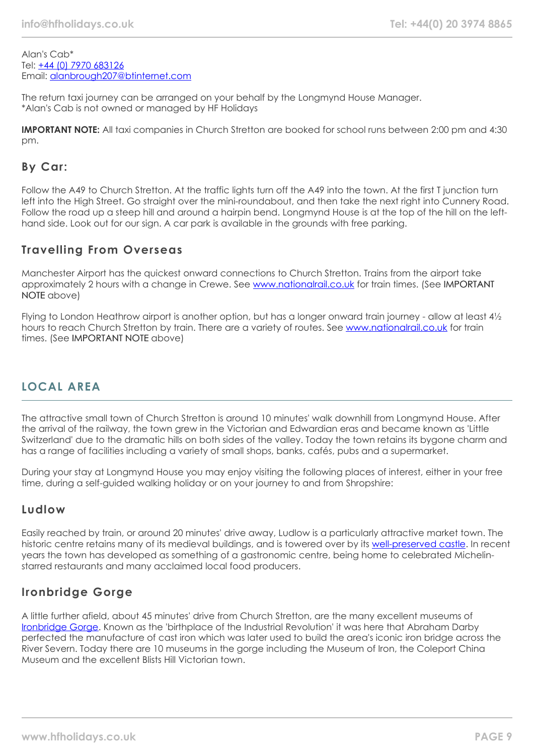Alan's Cab*
Tel: +44 (0) 7970 683126
Email: alanbrough207@btinternet.com

The return taxi journey can be arranged on your behalf by the Longmynd House Manager.
*Alan's Cab is not owned or managed by HF Holidays

**IMPORTANT NOTE:** All taxi companies in Church Stretton are booked for school runs between 2:00 pm and 4:30 pm.

### By Car:

Follow the A49 to Church Stretton. At the traffic lights turn off the A49 into the town. At the first T junction turn left into the High Street. Go straight over the mini-roundabout, and then take the next right into Cunnery Road. Follow the road up a steep hill and around a hairpin bend. Longmynd House is at the top of the hill on the left-hand side. Look out for our sign. A car park is available in the grounds with free parking.

### Travelling From Overseas

Manchester Airport has the quickest onward connections to Church Stretton. Trains from the airport take approximately 2 hours with a change in Crewe. See www.nationalrail.co.uk for train times. (See IMPORTANT NOTE above)

Flying to London Heathrow airport is another option, but has a longer onward train journey - allow at least 4½ hours to reach Church Stretton by train. There are a variety of routes. See www.nationalrail.co.uk for train times. (See IMPORTANT NOTE above)

## LOCAL AREA

The attractive small town of Church Stretton is around 10 minutes' walk downhill from Longmynd House. After the arrival of the railway, the town grew in the Victorian and Edwardian eras and became known as 'Little Switzerland' due to the dramatic hills on both sides of the valley. Today the town retains its bygone charm and has a range of facilities including a variety of small shops, banks, cafés, pubs and a supermarket.

During your stay at Longmynd House you may enjoy visiting the following places of interest, either in your free time, during a self-guided walking holiday or on your journey to and from Shropshire:

### Ludlow

Easily reached by train, or around 20 minutes' drive away, Ludlow is a particularly attractive market town. The historic centre retains many of its medieval buildings, and is towered over by its well-preserved castle. In recent years the town has developed as something of a gastronomic centre, being home to celebrated Michelin-starred restaurants and many acclaimed local food producers.

### Ironbridge Gorge

A little further afield, about 45 minutes' drive from Church Stretton, are the many excellent museums of Ironbridge Gorge. Known as the 'birthplace of the Industrial Revolution' it was here that Abraham Darby perfected the manufacture of cast iron which was later used to build the area's iconic iron bridge across the River Severn. Today there are 10 museums in the gorge including the Museum of Iron, the Coleport China Museum and the excellent Blists Hill Victorian town.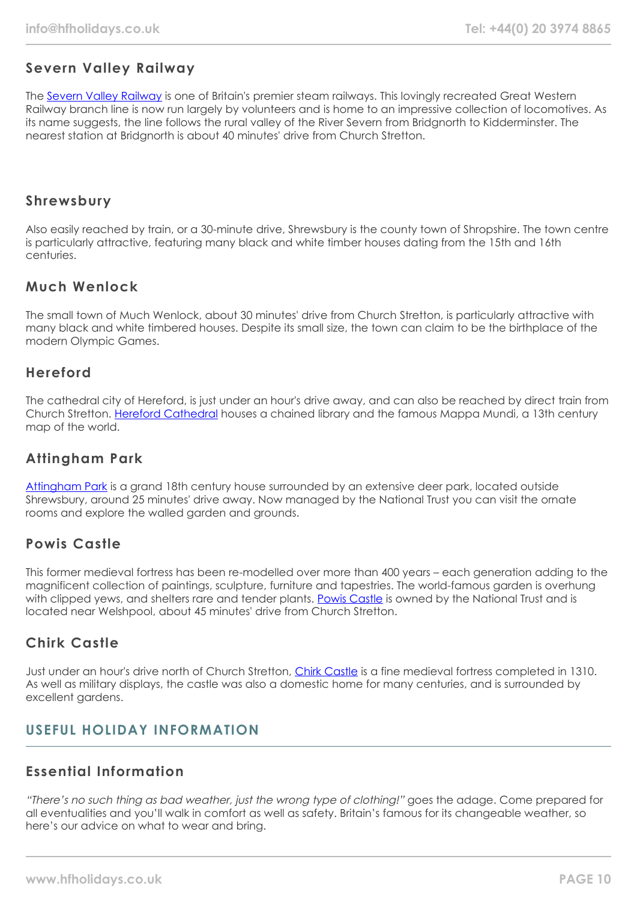### Severn Valley Railway

The [Severn Valley Railway]() is one of Britain's premier steam railways. This lovingly recreated Great Western Railway branch line is now run largely by volunteers and is home to an impressive collection of locomotives. As its name suggests, the line follows the rural valley of the River Severn from Bridgnorth to Kidderminster. The nearest station at Bridgnorth is about 40 minutes' drive from Church Stretton.

### Shrewsbury

Also easily reached by train, or a 30-minute drive, Shrewsbury is the county town of Shropshire. The town centre is particularly attractive, featuring many black and white timber houses dating from the 15th and 16th centuries.

### Much Wenlock

The small town of Much Wenlock, about 30 minutes' drive from Church Stretton, is particularly attractive with many black and white timbered houses. Despite its small size, the town can claim to be the birthplace of the modern Olympic Games.

### Hereford

The cathedral city of Hereford, is just under an hour's drive away, and can also be reached by direct train from Church Stretton. [Hereford Cathedral]() houses a chained library and the famous Mappa Mundi, a 13th century map of the world.

### Attingham Park

[Attingham Park]() is a grand 18th century house surrounded by an extensive deer park, located outside Shrewsbury, around 25 minutes' drive away. Now managed by the National Trust you can visit the ornate rooms and explore the walled garden and grounds.

### Powis Castle

This former medieval fortress has been re-modelled over more than 400 years – each generation adding to the magnificent collection of paintings, sculpture, furniture and tapestries. The world-famous garden is overhung with clipped yews, and shelters rare and tender plants. [Powis Castle]() is owned by the National Trust and is located near Welshpool, about 45 minutes' drive from Church Stretton.

### Chirk Castle

Just under an hour's drive north of Church Stretton, [Chirk Castle]() is a fine medieval fortress completed in 1310. As well as military displays, the castle was also a domestic home for many centuries, and is surrounded by excellent gardens.

## USEFUL HOLIDAY INFORMATION

### Essential Information

*"There's no such thing as bad weather, just the wrong type of clothing!"* goes the adage. Come prepared for all eventualities and you'll walk in comfort as well as safety. Britain's famous for its changeable weather, so here's our advice on what to wear and bring.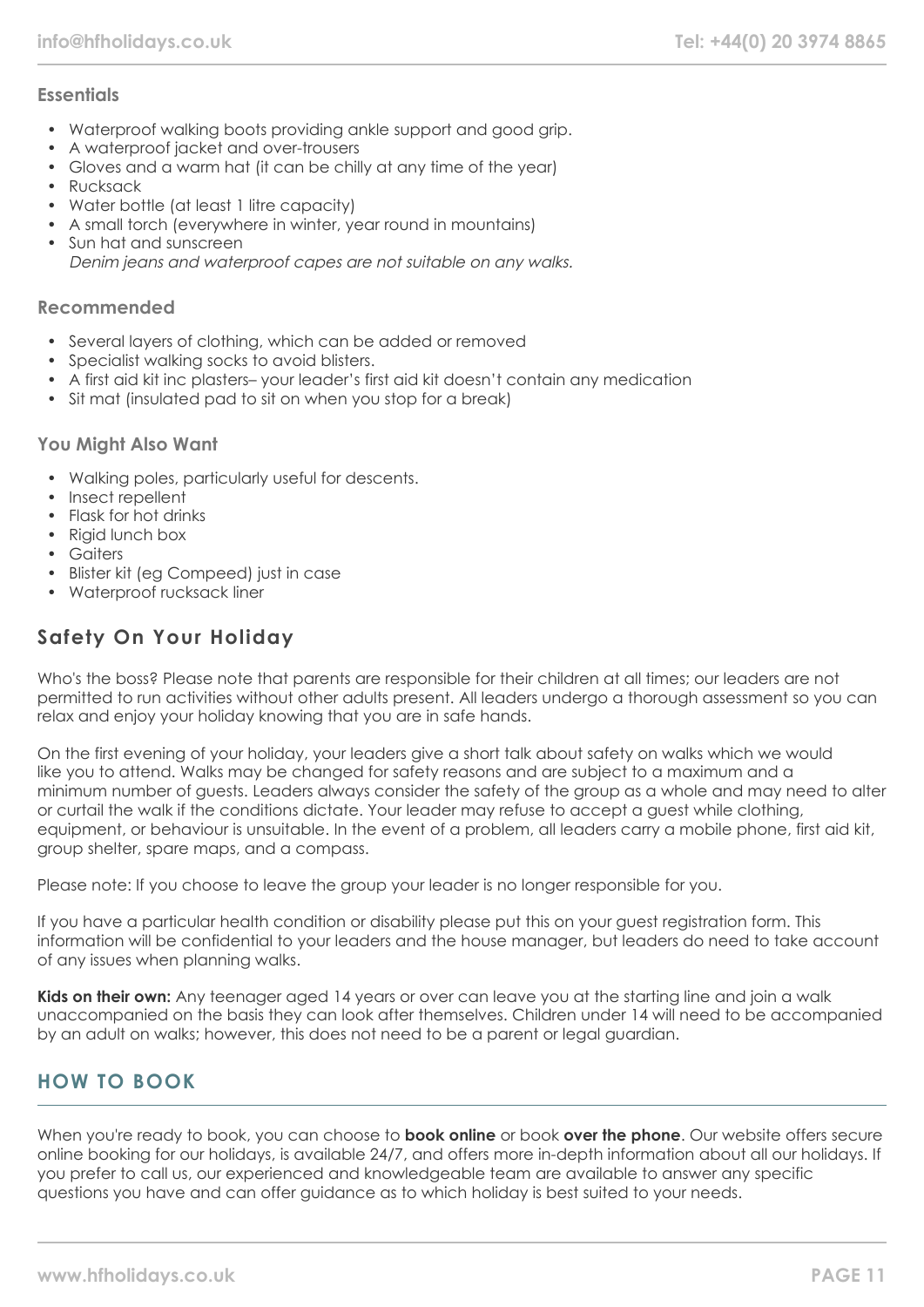### Essentials

- Waterproof walking boots providing ankle support and good grip.
- A waterproof jacket and over-trousers
- Gloves and a warm hat (it can be chilly at any time of the year)
- Rucksack
- Water bottle (at least 1 litre capacity)
- A small torch (everywhere in winter, year round in mountains)
- Sun hat and sunscreen
  *Denim jeans and waterproof capes are not suitable on any walks.*

### Recommended

- Several layers of clothing, which can be added or removed
- Specialist walking socks to avoid blisters.
- A first aid kit inc plasters– your leader's first aid kit doesn't contain any medication
- Sit mat (insulated pad to sit on when you stop for a break)

### You Might Also Want

- Walking poles, particularly useful for descents.
- Insect repellent
- Flask for hot drinks
- Rigid lunch box
- Gaiters
- Blister kit (eg Compeed) just in case
- Waterproof rucksack liner

## Safety On Your Holiday

Who's the boss? Please note that parents are responsible for their children at all times; our leaders are not permitted to run activities without other adults present. All leaders undergo a thorough assessment so you can relax and enjoy your holiday knowing that you are in safe hands.

On the first evening of your holiday, your leaders give a short talk about safety on walks which we would like you to attend. Walks may be changed for safety reasons and are subject to a maximum and a minimum number of guests. Leaders always consider the safety of the group as a whole and may need to alter or curtail the walk if the conditions dictate. Your leader may refuse to accept a guest while clothing, equipment, or behaviour is unsuitable. In the event of a problem, all leaders carry a mobile phone, first aid kit, group shelter, spare maps, and a compass.

Please note: If you choose to leave the group your leader is no longer responsible for you.

If you have a particular health condition or disability please put this on your guest registration form. This information will be confidential to your leaders and the house manager, but leaders do need to take account of any issues when planning walks.

**Kids on their own:** Any teenager aged 14 years or over can leave you at the starting line and join a walk unaccompanied on the basis they can look after themselves. Children under 14 will need to be accompanied by an adult on walks; however, this does not need to be a parent or legal guardian.

## HOW TO BOOK

When you're ready to book, you can choose to **book online** or book **over the phone**. Our website offers secure online booking for our holidays, is available 24/7, and offers more in-depth information about all our holidays. If you prefer to call us, our experienced and knowledgeable team are available to answer any specific questions you have and can offer guidance as to which holiday is best suited to your needs.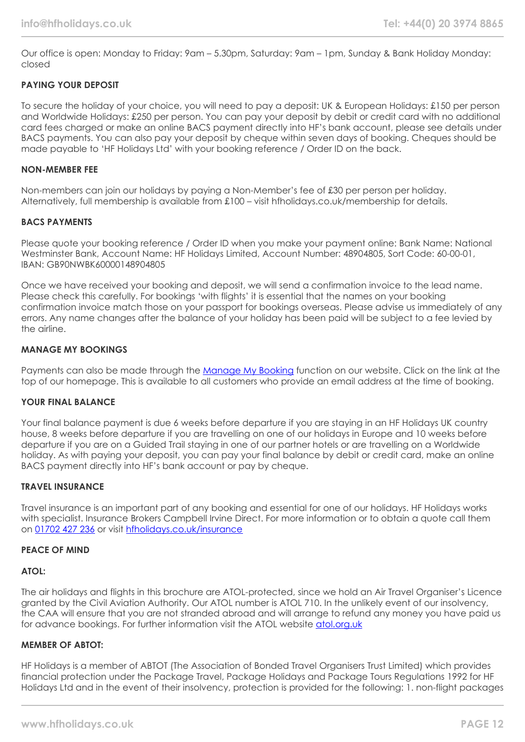Our office is open: Monday to Friday: 9am – 5.30pm, Saturday: 9am – 1pm, Sunday & Bank Holiday Monday: closed

**PAYING YOUR DEPOSIT**

To secure the holiday of your choice, you will need to pay a deposit: UK & European Holidays: £150 per person and Worldwide Holidays: £250 per person. You can pay your deposit by debit or credit card with no additional card fees charged or make an online BACS payment directly into HF's bank account, please see details under BACS payments. You can also pay your deposit by cheque within seven days of booking. Cheques should be made payable to 'HF Holidays Ltd' with your booking reference / Order ID on the back.

**NON-MEMBER FEE**

Non-members can join our holidays by paying a Non-Member's fee of £30 per person per holiday. Alternatively, full membership is available from £100 – visit hfholidays.co.uk/membership for details.

**BACS PAYMENTS**

Please quote your booking reference / Order ID when you make your payment online: Bank Name: National Westminster Bank, Account Name: HF Holidays Limited, Account Number: 48904805, Sort Code: 60-00-01, IBAN: GB90NWBK60000148904805

Once we have received your booking and deposit, we will send a confirmation invoice to the lead name. Please check this carefully. For bookings 'with flights' it is essential that the names on your booking confirmation invoice match those on your passport for bookings overseas. Please advise us immediately of any errors. Any name changes after the balance of your holiday has been paid will be subject to a fee levied by the airline.

**MANAGE MY BOOKINGS**

Payments can also be made through the Manage My Booking function on our website. Click on the link at the top of our homepage. This is available to all customers who provide an email address at the time of booking.

**YOUR FINAL BALANCE**

Your final balance payment is due 6 weeks before departure if you are staying in an HF Holidays UK country house, 8 weeks before departure if you are travelling on one of our holidays in Europe and 10 weeks before departure if you are on a Guided Trail staying in one of our partner hotels or are travelling on a Worldwide holiday. As with paying your deposit, you can pay your final balance by debit or credit card, make an online BACS payment directly into HF's bank account or pay by cheque.

**TRAVEL INSURANCE**

Travel insurance is an important part of any booking and essential for one of our holidays. HF Holidays works with specialist. Insurance Brokers Campbell Irvine Direct. For more information or to obtain a quote call them on 01702 427 236 or visit hfholidays.co.uk/insurance

**PEACE OF MIND**

**ATOL:**

The air holidays and flights in this brochure are ATOL-protected, since we hold an Air Travel Organiser's Licence granted by the Civil Aviation Authority. Our ATOL number is ATOL 710. In the unlikely event of our insolvency, the CAA will ensure that you are not stranded abroad and will arrange to refund any money you have paid us for advance bookings. For further information visit the ATOL website atol.org.uk

**MEMBER OF ABTOT:**

HF Holidays is a member of ABTOT (The Association of Bonded Travel Organisers Trust Limited) which provides financial protection under the Package Travel, Package Holidays and Package Tours Regulations 1992 for HF Holidays Ltd and in the event of their insolvency, protection is provided for the following: 1. non-flight packages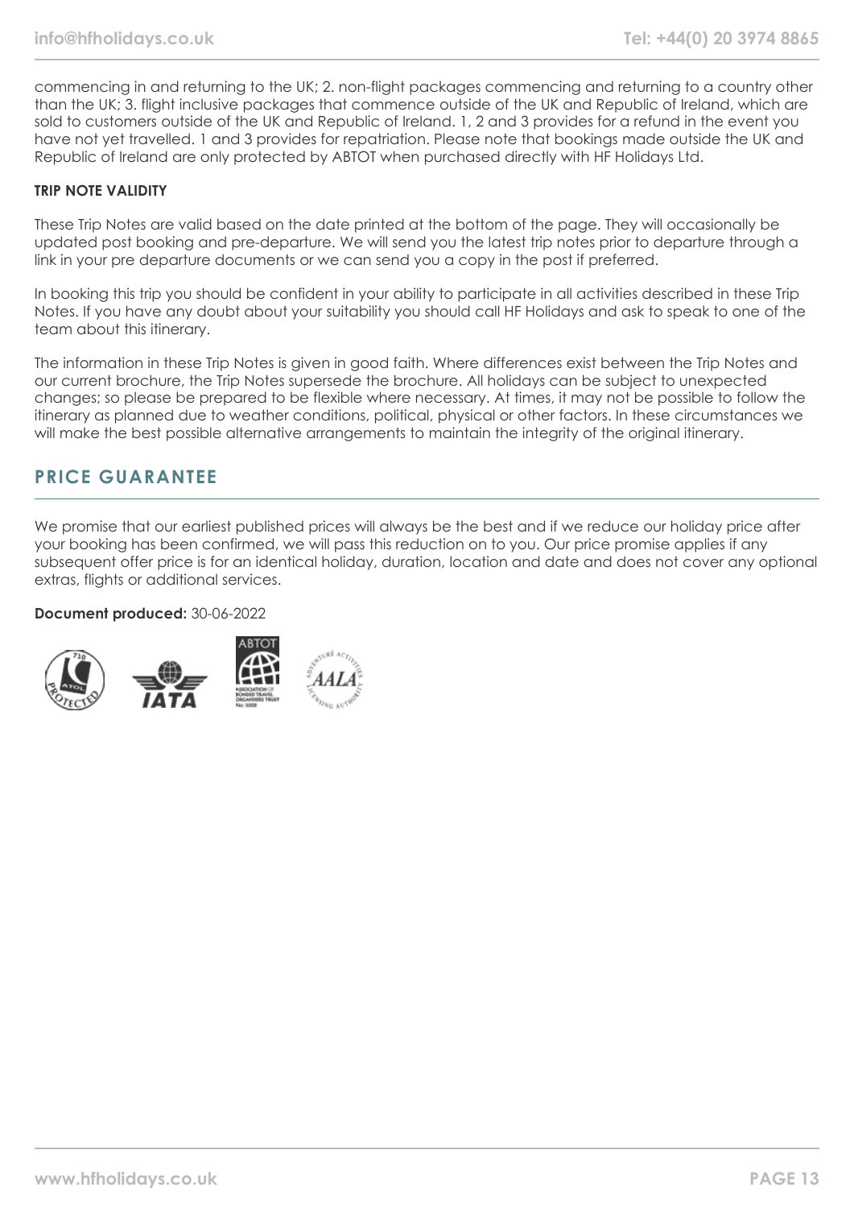commencing in and returning to the UK; 2. non-flight packages commencing and returning to a country other than the UK; 3. flight inclusive packages that commence outside of the UK and Republic of Ireland, which are sold to customers outside of the UK and Republic of Ireland. 1, 2 and 3 provides for a refund in the event you have not yet travelled. 1 and 3 provides for repatriation. Please note that bookings made outside the UK and Republic of Ireland are only protected by ABTOT when purchased directly with HF Holidays Ltd.

**TRIP NOTE VALIDITY**

These Trip Notes are valid based on the date printed at the bottom of the page. They will occasionally be updated post booking and pre-departure. We will send you the latest trip notes prior to departure through a link in your pre departure documents or we can send you a copy in the post if preferred.

In booking this trip you should be confident in your ability to participate in all activities described in these Trip Notes. If you have any doubt about your suitability you should call HF Holidays and ask to speak to one of the team about this itinerary.

The information in these Trip Notes is given in good faith. Where differences exist between the Trip Notes and our current brochure, the Trip Notes supersede the brochure. All holidays can be subject to unexpected changes; so please be prepared to be flexible where necessary. At times, it may not be possible to follow the itinerary as planned due to weather conditions, political, physical or other factors. In these circumstances we will make the best possible alternative arrangements to maintain the integrity of the original itinerary.

## PRICE GUARANTEE

We promise that our earliest published prices will always be the best and if we reduce our holiday price after your booking has been confirmed, we will pass this reduction on to you. Our price promise applies if any subsequent offer price is for an identical holiday, duration, location and date and does not cover any optional extras, flights or additional services.

**Document produced:** 30-06-2022